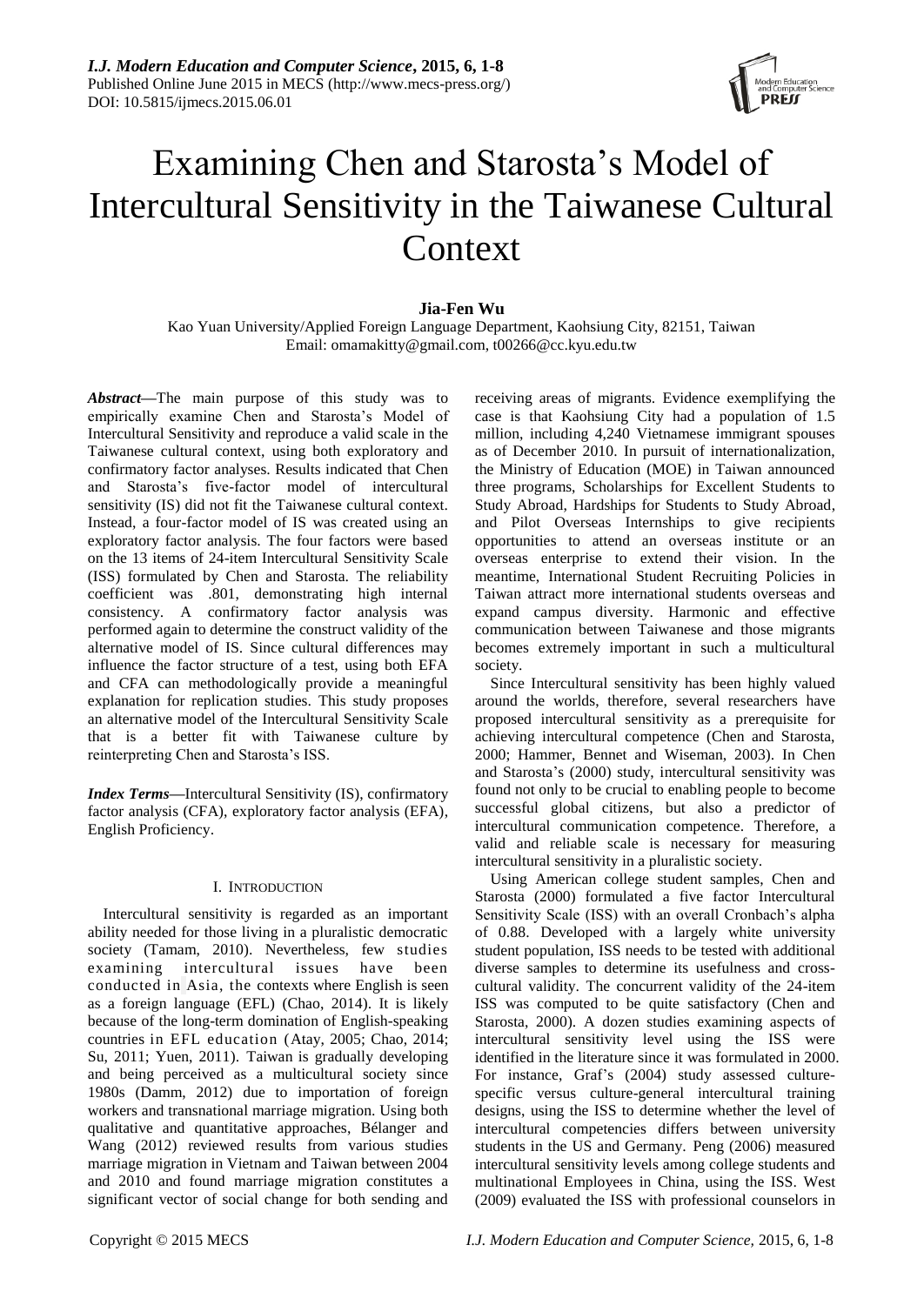# Examining Chen and Starosta's Model of Intercultural Sensitivity in the Taiwanese Cultural Context

**Jia-Fen Wu**

Kao Yuan University/Applied Foreign Language Department, Kaohsiung City, 82151, Taiwan
Email: omamakitty@gmail.com, t00266@cc.kyu.edu.tw

***Abstract*****—**The main purpose of this study was to empirically examine Chen and Starosta's Model of Intercultural Sensitivity and reproduce a valid scale in the Taiwanese cultural context, using both exploratory and confirmatory factor analyses. Results indicated that Chen and Starosta's five-factor model of intercultural sensitivity (IS) did not fit the Taiwanese cultural context. Instead, a four-factor model of IS was created using an exploratory factor analysis. The four factors were based on the 13 items of 24-item Intercultural Sensitivity Scale (ISS) formulated by Chen and Starosta. The reliability coefficient was .801, demonstrating high internal consistency. A confirmatory factor analysis was performed again to determine the construct validity of the alternative model of IS. Since cultural differences may influence the factor structure of a test, using both EFA and CFA can methodologically provide a meaningful explanation for replication studies. This study proposes an alternative model of the Intercultural Sensitivity Scale that is a better fit with Taiwanese culture by reinterpreting Chen and Starosta's ISS.

***Index Terms*****—**Intercultural Sensitivity (IS), confirmatory factor analysis (CFA), exploratory factor analysis (EFA), English Proficiency.

## I. INTRODUCTION

Intercultural sensitivity is regarded as an important ability needed for those living in a pluralistic democratic society (Tamam, 2010). Nevertheless, few studies examining intercultural issues have been conducted in Asia, the contexts where English is seen as a foreign language (EFL) (Chao, 2014). It is likely because of the long-term domination of English-speaking countries in EFL education (Atay, 2005; Chao, 2014; Su, 2011; Yuen, 2011). Taiwan is gradually developing and being perceived as a multicultural society since 1980s (Damm, 2012) due to importation of foreign workers and transnational marriage migration. Using both qualitative and quantitative approaches, Bélanger and Wang (2012) reviewed results from various studies marriage migration in Vietnam and Taiwan between 2004 and 2010 and found marriage migration constitutes a significant vector of social change for both sending and receiving areas of migrants. Evidence exemplifying the case is that Kaohsiung City had a population of 1.5 million, including 4,240 Vietnamese immigrant spouses as of December 2010. In pursuit of internationalization, the Ministry of Education (MOE) in Taiwan announced three programs, Scholarships for Excellent Students to Study Abroad, Hardships for Students to Study Abroad, and Pilot Overseas Internships to give recipients opportunities to attend an overseas institute or an overseas enterprise to extend their vision. In the meantime, International Student Recruiting Policies in Taiwan attract more international students overseas and expand campus diversity. Harmonic and effective communication between Taiwanese and those migrants becomes extremely important in such a multicultural society.

Since Intercultural sensitivity has been highly valued around the worlds, therefore, several researchers have proposed intercultural sensitivity as a prerequisite for achieving intercultural competence (Chen and Starosta, 2000; Hammer, Bennet and Wiseman, 2003). In Chen and Starosta's (2000) study, intercultural sensitivity was found not only to be crucial to enabling people to become successful global citizens, but also a predictor of intercultural communication competence. Therefore, a valid and reliable scale is necessary for measuring intercultural sensitivity in a pluralistic society.

Using American college student samples, Chen and Starosta (2000) formulated a five factor Intercultural Sensitivity Scale (ISS) with an overall Cronbach's alpha of 0.88. Developed with a largely white university student population, ISS needs to be tested with additional diverse samples to determine its usefulness and cross-cultural validity. The concurrent validity of the 24-item ISS was computed to be quite satisfactory (Chen and Starosta, 2000). A dozen studies examining aspects of intercultural sensitivity level using the ISS were identified in the literature since it was formulated in 2000. For instance, Graf's (2004) study assessed culture-specific versus culture-general intercultural training designs, using the ISS to determine whether the level of intercultural competencies differs between university students in the US and Germany. Peng (2006) measured intercultural sensitivity levels among college students and multinational Employees in China, using the ISS. West (2009) evaluated the ISS with professional counselors in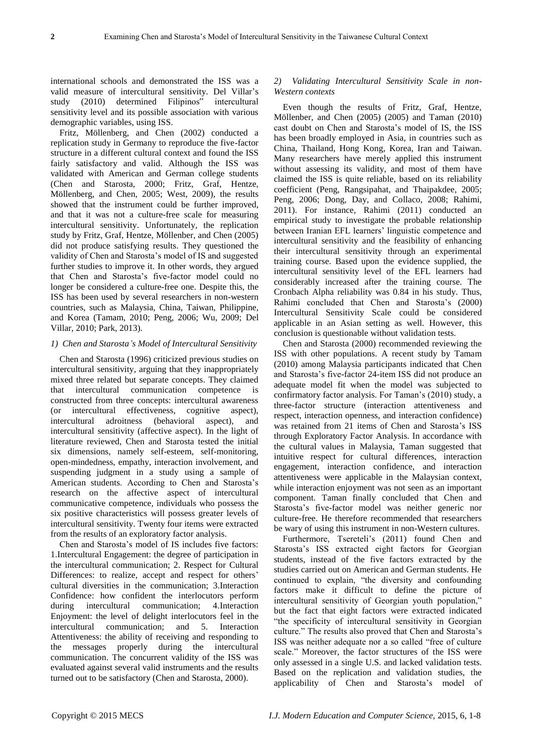international schools and demonstrated the ISS was a valid measure of intercultural sensitivity. Del Villar's study (2010) determined Filipinos" intercultural sensitivity level and its possible association with various demographic variables, using ISS.

Fritz, Möllenberg, and Chen (2002) conducted a replication study in Germany to reproduce the five-factor structure in a different cultural context and found the ISS fairly satisfactory and valid. Although the ISS was validated with American and German college students (Chen and Starosta, 2000; Fritz, Graf, Hentze, Möllenberg, and Chen, 2005; West, 2009), the results showed that the instrument could be further improved, and that it was not a culture-free scale for measuring intercultural sensitivity. Unfortunately, the replication study by Fritz, Graf, Hentze, Möllenber, and Chen (2005) did not produce satisfying results. They questioned the validity of Chen and Starosta's model of IS and suggested further studies to improve it. In other words, they argued that Chen and Starosta's five-factor model could no longer be considered a culture-free one. Despite this, the ISS has been used by several researchers in non-western countries, such as Malaysia, China, Taiwan, Philippine, and Korea (Tamam, 2010; Peng, 2006; Wu, 2009; Del Villar, 2010; Park, 2013).

### *1) Chen and Starosta's Model of Intercultural Sensitivity*

Chen and Starosta (1996) criticized previous studies on intercultural sensitivity, arguing that they inappropriately mixed three related but separate concepts. They claimed that intercultural communication competence is constructed from three concepts: intercultural awareness (or intercultural effectiveness, cognitive aspect), intercultural adroitness (behavioral aspect), and intercultural sensitivity (affective aspect). In the light of literature reviewed, Chen and Starosta tested the initial six dimensions, namely self-esteem, self-monitoring, open-mindedness, empathy, interaction involvement, and suspending judgment in a study using a sample of American students. According to Chen and Starosta's research on the affective aspect of intercultural communicative competence, individuals who possess the six positive characteristics will possess greater levels of intercultural sensitivity. Twenty four items were extracted from the results of an exploratory factor analysis.

Chen and Starosta's model of IS includes five factors: 1.Intercultural Engagement: the degree of participation in the intercultural communication; 2. Respect for Cultural Differences: to realize, accept and respect for others' cultural diversities in the communication; 3.Interaction Confidence: how confident the interlocutors perform during intercultural communication; 4.Interaction Enjoyment: the level of delight interlocutors feel in the intercultural communication; and 5. Interaction Attentiveness: the ability of receiving and responding to the messages properly during the intercultural communication. The concurrent validity of the ISS was evaluated against several valid instruments and the results turned out to be satisfactory (Chen and Starosta, 2000).

### *2) Validating Intercultural Sensitivity Scale in non-Western contexts*

Even though the results of Fritz, Graf, Hentze, Möllenber, and Chen (2005) (2005) and Taman (2010) cast doubt on Chen and Starosta's model of IS, the ISS has been broadly employed in Asia, in countries such as China, Thailand, Hong Kong, Korea, Iran and Taiwan. Many researchers have merely applied this instrument without assessing its validity, and most of them have claimed the ISS is quite reliable, based on its reliability coefficient (Peng, Rangsipahat, and Thaipakdee, 2005; Peng, 2006; Dong, Day, and Collaco, 2008; Rahimi, 2011). For instance, Rahimi (2011) conducted an empirical study to investigate the probable relationship between Iranian EFL learners' linguistic competence and intercultural sensitivity and the feasibility of enhancing their intercultural sensitivity through an experimental training course. Based upon the evidence supplied, the intercultural sensitivity level of the EFL learners had considerably increased after the training course. The Cronbach Alpha reliability was 0.84 in his study. Thus, Rahimi concluded that Chen and Starosta's (2000) Intercultural Sensitivity Scale could be considered applicable in an Asian setting as well. However, this conclusion is questionable without validation tests.

Chen and Starosta (2000) recommended reviewing the ISS with other populations. A recent study by Tamam (2010) among Malaysia participants indicated that Chen and Starosta's five-factor 24-item ISS did not produce an adequate model fit when the model was subjected to confirmatory factor analysis. For Taman's (2010) study, a three-factor structure (interaction attentiveness and respect, interaction openness, and interaction confidence) was retained from 21 items of Chen and Starosta's ISS through Exploratory Factor Analysis. In accordance with the cultural values in Malaysia, Taman suggested that intuitive respect for cultural differences, interaction engagement, interaction confidence, and interaction attentiveness were applicable in the Malaysian context, while interaction enjoyment was not seen as an important component. Taman finally concluded that Chen and Starosta's five-factor model was neither generic nor culture-free. He therefore recommended that researchers be wary of using this instrument in non-Western cultures.

Furthermore, Tsereteli's (2011) found Chen and Starosta's ISS extracted eight factors for Georgian students, instead of the five factors extracted by the studies carried out on American and German students. He continued to explain, "the diversity and confounding factors make it difficult to define the picture of intercultural sensitivity of Georgian youth population," but the fact that eight factors were extracted indicated "the specificity of intercultural sensitivity in Georgian culture." The results also proved that Chen and Starosta's ISS was neither adequate nor a so called "free of culture scale." Moreover, the factor structures of the ISS were only assessed in a single U.S. and lacked validation tests. Based on the replication and validation studies, the applicability of Chen and Starosta's model of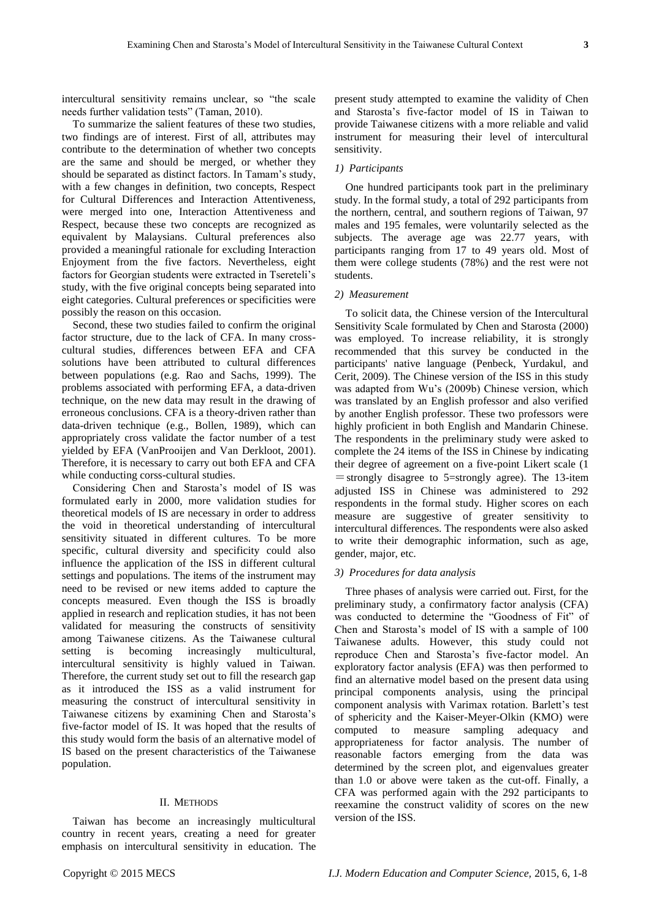intercultural sensitivity remains unclear, so "the scale needs further validation tests" (Taman, 2010).

To summarize the salient features of these two studies, two findings are of interest. First of all, attributes may contribute to the determination of whether two concepts are the same and should be merged, or whether they should be separated as distinct factors. In Tamam's study, with a few changes in definition, two concepts, Respect for Cultural Differences and Interaction Attentiveness, were merged into one, Interaction Attentiveness and Respect, because these two concepts are recognized as equivalent by Malaysians. Cultural preferences also provided a meaningful rationale for excluding Interaction Enjoyment from the five factors. Nevertheless, eight factors for Georgian students were extracted in Tsereteli's study, with the five original concepts being separated into eight categories. Cultural preferences or specificities were possibly the reason on this occasion.

Second, these two studies failed to confirm the original factor structure, due to the lack of CFA. In many cross-cultural studies, differences between EFA and CFA solutions have been attributed to cultural differences between populations (e.g. Rao and Sachs, 1999). The problems associated with performing EFA, a data-driven technique, on the new data may result in the drawing of erroneous conclusions. CFA is a theory-driven rather than data-driven technique (e.g., Bollen, 1989), which can appropriately cross validate the factor number of a test yielded by EFA (VanProoijen and Van Derkloot, 2001). Therefore, it is necessary to carry out both EFA and CFA while conducting corss-cultural studies.

Considering Chen and Starosta's model of IS was formulated early in 2000, more validation studies for theoretical models of IS are necessary in order to address the void in theoretical understanding of intercultural sensitivity situated in different cultures. To be more specific, cultural diversity and specificity could also influence the application of the ISS in different cultural settings and populations. The items of the instrument may need to be revised or new items added to capture the concepts measured. Even though the ISS is broadly applied in research and replication studies, it has not been validated for measuring the constructs of sensitivity among Taiwanese citizens. As the Taiwanese cultural setting is becoming increasingly multicultural, intercultural sensitivity is highly valued in Taiwan. Therefore, the current study set out to fill the research gap as it introduced the ISS as a valid instrument for measuring the construct of intercultural sensitivity in Taiwanese citizens by examining Chen and Starosta's five-factor model of IS. It was hoped that the results of this study would form the basis of an alternative model of IS based on the present characteristics of the Taiwanese population.

## II. Methods

Taiwan has become an increasingly multicultural country in recent years, creating a need for greater emphasis on intercultural sensitivity in education. The present study attempted to examine the validity of Chen and Starosta's five-factor model of IS in Taiwan to provide Taiwanese citizens with a more reliable and valid instrument for measuring their level of intercultural sensitivity.

### *1) Participants*

One hundred participants took part in the preliminary study. In the formal study, a total of 292 participants from the northern, central, and southern regions of Taiwan, 97 males and 195 females, were voluntarily selected as the subjects. The average age was 22.77 years, with participants ranging from 17 to 49 years old. Most of them were college students (78%) and the rest were not students.

### *2) Measurement*

To solicit data, the Chinese version of the Intercultural Sensitivity Scale formulated by Chen and Starosta (2000) was employed. To increase reliability, it is strongly recommended that this survey be conducted in the participants' native language (Penbeck, Yurdakul, and Cerit, 2009). The Chinese version of the ISS in this study was adapted from Wu's (2009b) Chinese version, which was translated by an English professor and also verified by another English professor. These two professors were highly proficient in both English and Mandarin Chinese. The respondents in the preliminary study were asked to complete the 24 items of the ISS in Chinese by indicating their degree of agreement on a five-point Likert scale (1 ＝strongly disagree to 5=strongly agree). The 13-item adjusted ISS in Chinese was administered to 292 respondents in the formal study. Higher scores on each measure are suggestive of greater sensitivity to intercultural differences. The respondents were also asked to write their demographic information, such as age, gender, major, etc.

### *3) Procedures for data analysis*

Three phases of analysis were carried out. First, for the preliminary study, a confirmatory factor analysis (CFA) was conducted to determine the "Goodness of Fit" of Chen and Starosta's model of IS with a sample of 100 Taiwanese adults. However, this study could not reproduce Chen and Starosta's five-factor model. An exploratory factor analysis (EFA) was then performed to find an alternative model based on the present data using principal components analysis, using the principal component analysis with Varimax rotation. Barlett's test of sphericity and the Kaiser-Meyer-Olkin (KMO) were computed to measure sampling adequacy and appropriateness for factor analysis. The number of reasonable factors emerging from the data was determined by the screen plot, and eigenvalues greater than 1.0 or above were taken as the cut-off. Finally, a CFA was performed again with the 292 participants to reexamine the construct validity of scores on the new version of the ISS.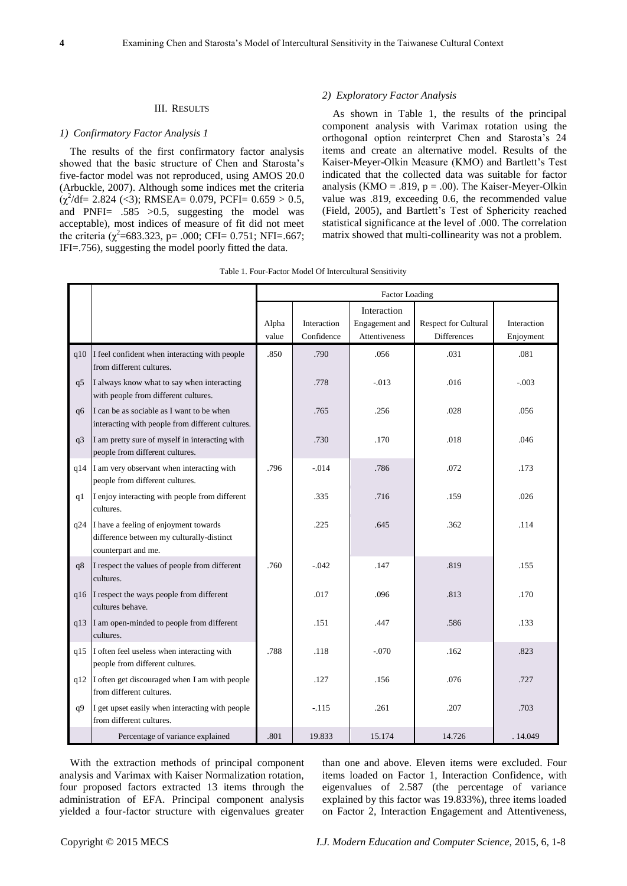## III. Results

### 1) Confirmatory Factor Analysis 1

The results of the first confirmatory factor analysis showed that the basic structure of Chen and Starosta's five-factor model was not reproduced, using AMOS 20.0 (Arbuckle, 2007). Although some indices met the criteria ($\chi^2$/df= 2.824 (<3); RMSEA= 0.079, PCFI= 0.659 > 0.5, and PNFI= .585 >0.5, suggesting the model was acceptable), most indices of measure of fit did not meet the criteria ($\chi^2$=683.323, p= .000; CFI= 0.751; NFI=.667; IFI=.756), suggesting the model poorly fitted the data.

### 2) Exploratory Factor Analysis

As shown in Table 1, the results of the principal component analysis with Varimax rotation using the orthogonal option reinterpret Chen and Starosta's 24 items and create an alternative model. Results of the Kaiser-Meyer-Olkin Measure (KMO) and Bartlett's Test indicated that the collected data was suitable for factor analysis (KMO = .819, p = .00). The Kaiser-Meyer-Olkin value was .819, exceeding 0.6, the recommended value (Field, 2005), and Bartlett's Test of Sphericity reached statistical significance at the level of .000. The correlation matrix showed that multi-collinearity was not a problem.

Table 1. Four-Factor Model Of Intercultural Sensitivity

| | | Factor Loading | | | | |
|---|---|---|---|---|---|---|
| | | Alpha value | Interaction Confidence | Interaction Engagement and Attentiveness | Respect for Cultural Differences | Interaction Enjoyment |
| q10 | I feel confident when interacting with people from different cultures. | .850 | .790 | .056 | .031 | .081 |
| q5 | I always know what to say when interacting with people from different cultures. | | .778 | -.013 | .016 | -.003 |
| q6 | I can be as sociable as I want to be when interacting with people from different cultures. | | .765 | .256 | .028 | .056 |
| q3 | I am pretty sure of myself in interacting with people from different cultures. | | .730 | .170 | .018 | .046 |
| q14 | I am very observant when interacting with people from different cultures. | .796 | -.014 | .786 | .072 | .173 |
| q1 | I enjoy interacting with people from different cultures. | | .335 | .716 | .159 | .026 |
| q24 | I have a feeling of enjoyment towards difference between my culturally-distinct counterpart and me. | | .225 | .645 | .362 | .114 |
| q8 | I respect the values of people from different cultures. | .760 | -.042 | .147 | .819 | .155 |
| q16 | I respect the ways people from different cultures behave. | | .017 | .096 | .813 | .170 |
| q13 | I am open-minded to people from different cultures. | | .151 | .447 | .586 | .133 |
| q15 | I often feel useless when interacting with people from different cultures. | .788 | .118 | -.070 | .162 | .823 |
| q12 | I often get discouraged when I am with people from different cultures. | | .127 | .156 | .076 | .727 |
| q9 | I get upset easily when interacting with people from different cultures. | | -.115 | .261 | .207 | .703 |
| | Percentage of variance explained | .801 | 19.833 | 15.174 | 14.726 | . 14.049 |

With the extraction methods of principal component analysis and Varimax with Kaiser Normalization rotation, four proposed factors extracted 13 items through the administration of EFA. Principal component analysis yielded a four-factor structure with eigenvalues greater than one and above. Eleven items were excluded. Four items loaded on Factor 1, Interaction Confidence, with eigenvalues of 2.587 (the percentage of variance explained by this factor was 19.833%), three items loaded on Factor 2, Interaction Engagement and Attentiveness,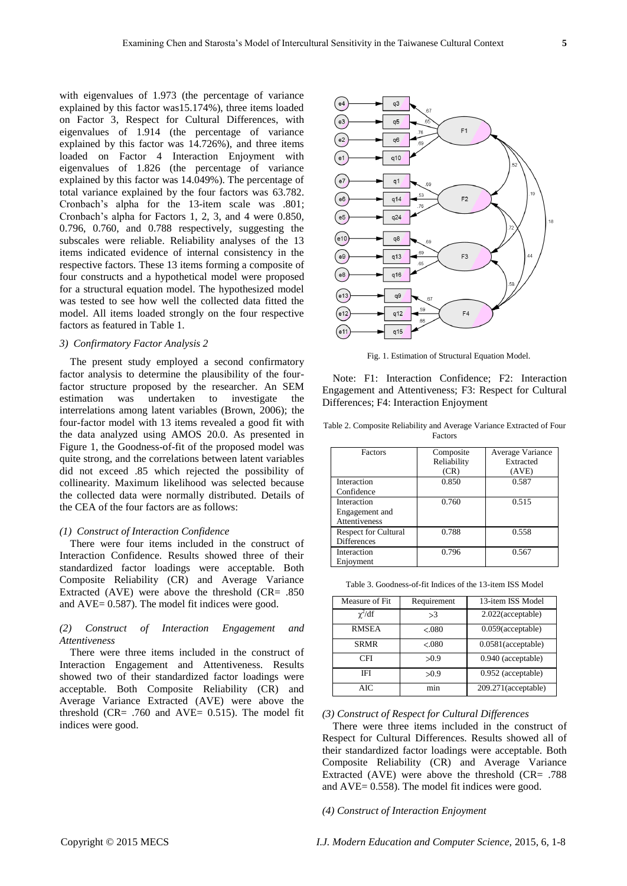with eigenvalues of 1.973 (the percentage of variance explained by this factor was15.174%), three items loaded on Factor 3, Respect for Cultural Differences, with eigenvalues of 1.914 (the percentage of variance explained by this factor was 14.726%), and three items loaded on Factor 4 Interaction Enjoyment with eigenvalues of 1.826 (the percentage of variance explained by this factor was 14.049%). The percentage of total variance explained by the four factors was 63.782. Cronbach's alpha for the 13-item scale was .801; Cronbach's alpha for Factors 1, 2, 3, and 4 were 0.850, 0.796, 0.760, and 0.788 respectively, suggesting the subscales were reliable. Reliability analyses of the 13 items indicated evidence of internal consistency in the respective factors. These 13 items forming a composite of four constructs and a hypothetical model were proposed for a structural equation model. The hypothesized model was tested to see how well the collected data fitted the model. All items loaded strongly on the four respective factors as featured in Table 1.

### *3) Confirmatory Factor Analysis 2*

The present study employed a second confirmatory factor analysis to determine the plausibility of the four-factor structure proposed by the researcher. An SEM estimation was undertaken to investigate the interrelations among latent variables (Brown, 2006); the four-factor model with 13 items revealed a good fit with the data analyzed using AMOS 20.0. As presented in Figure 1, the Goodness-of-fit of the proposed model was quite strong, and the correlations between latent variables did not exceed .85 which rejected the possibility of collinearity. Maximum likelihood was selected because the collected data were normally distributed. Details of the CEA of the four factors are as follows:

#### *(1) Construct of Interaction Confidence*

There were four items included in the construct of Interaction Confidence. Results showed three of their standardized factor loadings were acceptable. Both Composite Reliability (CR) and Average Variance Extracted (AVE) were above the threshold (CR= .850 and AVE= 0.587). The model fit indices were good.

#### *(2) Construct of Interaction Engagement and Attentiveness*

There were three items included in the construct of Interaction Engagement and Attentiveness. Results showed two of their standardized factor loadings were acceptable. Both Composite Reliability (CR) and Average Variance Extracted (AVE) were above the threshold (CR= .760 and AVE= 0.515). The model fit indices were good.

Fig. 1. Estimation of Structural Equation Model.

Note: F1: Interaction Confidence; F2: Interaction Engagement and Attentiveness; F3: Respect for Cultural Differences; F4: Interaction Enjoyment

Table 2. Composite Reliability and Average Variance Extracted of Four Factors

| Factors | Composite Reliability (CR) | Average Variance Extracted (AVE) |
|---|---|---|
| Interaction Confidence | 0.850 | 0.587 |
| Interaction Engagement and Attentiveness | 0.760 | 0.515 |
| Respect for Cultural Differences | 0.788 | 0.558 |
| Interaction Enjoyment | 0.796 | 0.567 |

Table 3. Goodness-of-fit Indices of the 13-item ISS Model

| Measure of Fit | Requirement | 13-item ISS Model |
|---|---|---|
| $\chi^2$/df | >3 | 2.022(acceptable) |
| RMSEA | <.080 | 0.059(acceptable) |
| SRMR | <.080 | 0.0581(acceptable) |
| CFI | >0.9 | 0.940 (acceptable) |
| IFI | >0.9 | 0.952 (acceptable) |
| AIC | min | 209.271(acceptable) |

#### *(3) Construct of Respect for Cultural Differences*

There were three items included in the construct of Respect for Cultural Differences. Results showed all of their standardized factor loadings were acceptable. Both Composite Reliability (CR) and Average Variance Extracted (AVE) were above the threshold (CR= .788 and AVE= 0.558). The model fit indices were good.

#### *(4) Construct of Interaction Enjoyment*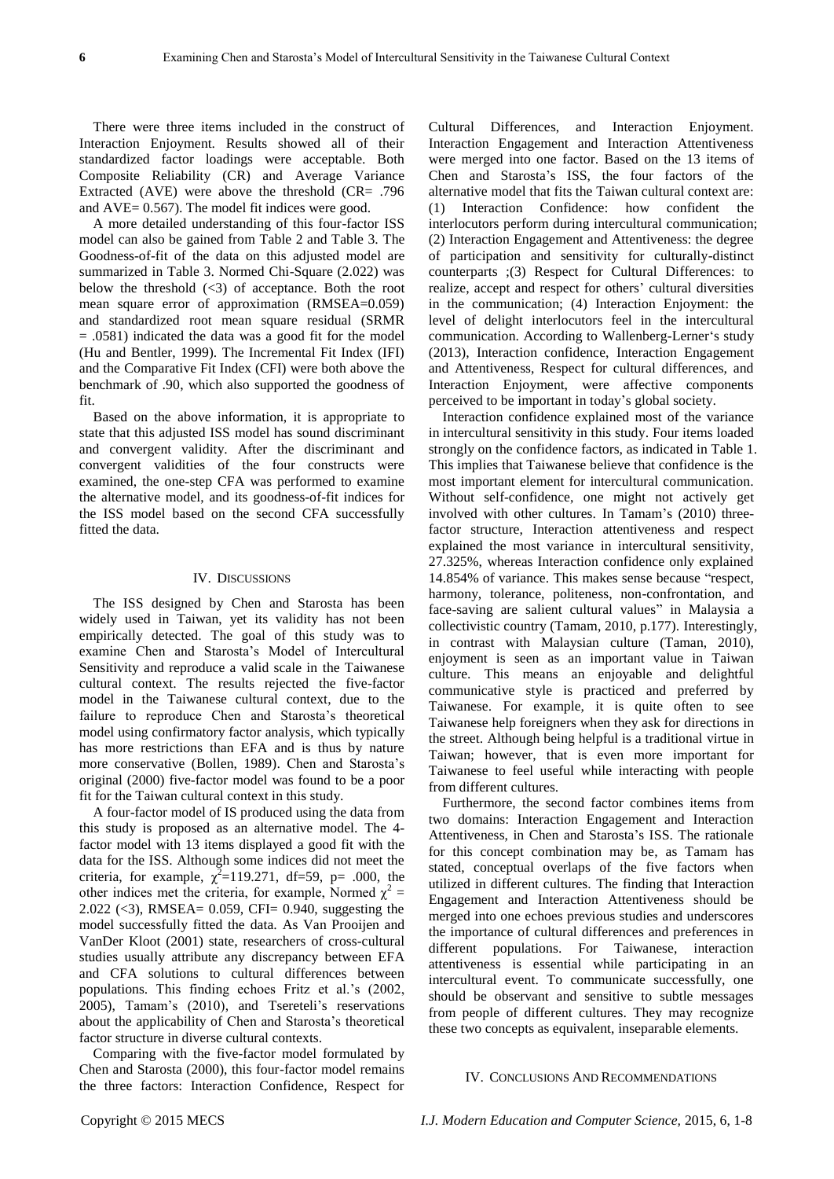There were three items included in the construct of Interaction Enjoyment. Results showed all of their standardized factor loadings were acceptable. Both Composite Reliability (CR) and Average Variance Extracted (AVE) were above the threshold (CR= .796 and AVE= 0.567). The model fit indices were good.

A more detailed understanding of this four-factor ISS model can also be gained from Table 2 and Table 3. The Goodness-of-fit of the data on this adjusted model are summarized in Table 3. Normed Chi-Square (2.022) was below the threshold (<3) of acceptance. Both the root mean square error of approximation (RMSEA=0.059) and standardized root mean square residual (SRMR = .0581) indicated the data was a good fit for the model (Hu and Bentler, 1999). The Incremental Fit Index (IFI) and the Comparative Fit Index (CFI) were both above the benchmark of .90, which also supported the goodness of fit.

Based on the above information, it is appropriate to state that this adjusted ISS model has sound discriminant and convergent validity. After the discriminant and convergent validities of the four constructs were examined, the one-step CFA was performed to examine the alternative model, and its goodness-of-fit indices for the ISS model based on the second CFA successfully fitted the data.

## IV. Discussions

The ISS designed by Chen and Starosta has been widely used in Taiwan, yet its validity has not been empirically detected. The goal of this study was to examine Chen and Starosta's Model of Intercultural Sensitivity and reproduce a valid scale in the Taiwanese cultural context. The results rejected the five-factor model in the Taiwanese cultural context, due to the failure to reproduce Chen and Starosta's theoretical model using confirmatory factor analysis, which typically has more restrictions than EFA and is thus by nature more conservative (Bollen, 1989). Chen and Starosta's original (2000) five-factor model was found to be a poor fit for the Taiwan cultural context in this study.

A four-factor model of IS produced using the data from this study is proposed as an alternative model. The 4-factor model with 13 items displayed a good fit with the data for the ISS. Although some indices did not meet the criteria, for example, $\chi^2$=119.271, df=59, p= .000, the other indices met the criteria, for example, Normed $\chi^2$ = 2.022 (<3), RMSEA= 0.059, CFI= 0.940, suggesting the model successfully fitted the data. As Van Prooijen and VanDer Kloot (2001) state, researchers of cross-cultural studies usually attribute any discrepancy between EFA and CFA solutions to cultural differences between populations. This finding echoes Fritz et al.'s (2002, 2005), Tamam's (2010), and Tsereteli's reservations about the applicability of Chen and Starosta's theoretical factor structure in diverse cultural contexts.

Comparing with the five-factor model formulated by Chen and Starosta (2000), this four-factor model remains the three factors: Interaction Confidence, Respect for Cultural Differences, and Interaction Enjoyment. Interaction Engagement and Interaction Attentiveness were merged into one factor. Based on the 13 items of Chen and Starosta's ISS, the four factors of the alternative model that fits the Taiwan cultural context are: (1) Interaction Confidence: how confident the interlocutors perform during intercultural communication; (2) Interaction Engagement and Attentiveness: the degree of participation and sensitivity for culturally-distinct counterparts ;(3) Respect for Cultural Differences: to realize, accept and respect for others' cultural diversities in the communication; (4) Interaction Enjoyment: the level of delight interlocutors feel in the intercultural communication. According to Wallenberg-Lerner's study (2013), Interaction confidence, Interaction Engagement and Attentiveness, Respect for cultural differences, and Interaction Enjoyment, were affective components perceived to be important in today's global society.

Interaction confidence explained most of the variance in intercultural sensitivity in this study. Four items loaded strongly on the confidence factors, as indicated in Table 1. This implies that Taiwanese believe that confidence is the most important element for intercultural communication. Without self-confidence, one might not actively get involved with other cultures. In Tamam's (2010) three-factor structure, Interaction attentiveness and respect explained the most variance in intercultural sensitivity, 27.325%, whereas Interaction confidence only explained 14.854% of variance. This makes sense because "respect, harmony, tolerance, politeness, non-confrontation, and face-saving are salient cultural values" in Malaysia a collectivistic country (Tamam, 2010, p.177). Interestingly, in contrast with Malaysian culture (Taman, 2010), enjoyment is seen as an important value in Taiwan culture. This means an enjoyable and delightful communicative style is practiced and preferred by Taiwanese. For example, it is quite often to see Taiwanese help foreigners when they ask for directions in the street. Although being helpful is a traditional virtue in Taiwan; however, that is even more important for Taiwanese to feel useful while interacting with people from different cultures.

Furthermore, the second factor combines items from two domains: Interaction Engagement and Interaction Attentiveness, in Chen and Starosta's ISS. The rationale for this concept combination may be, as Tamam has stated, conceptual overlaps of the five factors when utilized in different cultures. The finding that Interaction Engagement and Interaction Attentiveness should be merged into one echoes previous studies and underscores the importance of cultural differences and preferences in different populations. For Taiwanese, interaction attentiveness is essential while participating in an intercultural event. To communicate successfully, one should be observant and sensitive to subtle messages from people of different cultures. They may recognize these two concepts as equivalent, inseparable elements.

## IV. Conclusions And Recommendations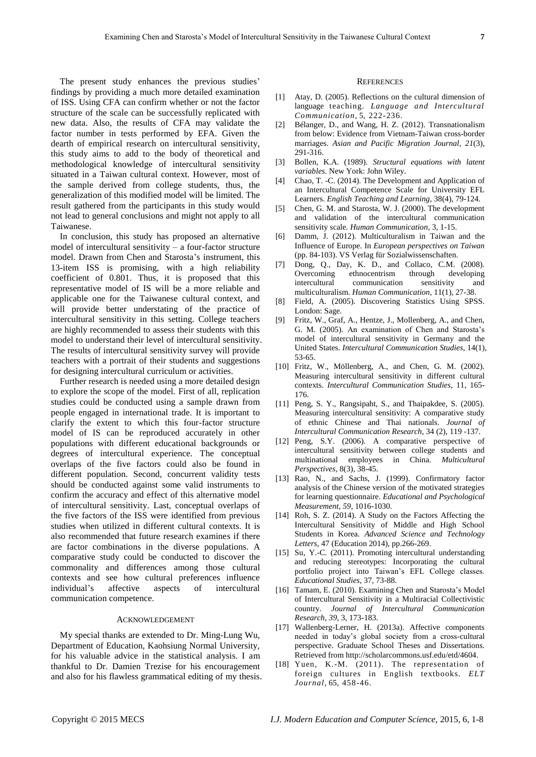The present study enhances the previous studies' findings by providing a much more detailed examination of ISS. Using CFA can confirm whether or not the factor structure of the scale can be successfully replicated with new data. Also, the results of CFA may validate the factor number in tests performed by EFA. Given the dearth of empirical research on intercultural sensitivity, this study aims to add to the body of theoretical and methodological knowledge of intercultural sensitivity situated in a Taiwan cultural context. However, most of the sample derived from college students, thus, the generalization of this modified model will be limited. The result gathered from the participants in this study would not lead to general conclusions and might not apply to all Taiwanese.

In conclusion, this study has proposed an alternative model of intercultural sensitivity – a four-factor structure model. Drawn from Chen and Starosta's instrument, this 13-item ISS is promising, with a high reliability coefficient of 0.801. Thus, it is proposed that this representative model of IS will be a more reliable and applicable one for the Taiwanese cultural context, and will provide better understating of the practice of intercultural sensitivity in this setting. College teachers are highly recommended to assess their students with this model to understand their level of intercultural sensitivity. The results of intercultural sensitivity survey will provide teachers with a portrait of their students and suggestions for designing intercultural curriculum or activities.

Further research is needed using a more detailed design to explore the scope of the model. First of all, replication studies could be conducted using a sample drawn from people engaged in international trade. It is important to clarify the extent to which this four-factor structure model of IS can be reproduced accurately in other populations with different educational backgrounds or degrees of intercultural experience. The conceptual overlaps of the five factors could also be found in different population. Second, concurrent validity tests should be conducted against some valid instruments to confirm the accuracy and effect of this alternative model of intercultural sensitivity. Last, conceptual overlaps of the five factors of the ISS were identified from previous studies when utilized in different cultural contexts. It is also recommended that future research examines if there are factor combinations in the diverse populations. A comparative study could be conducted to discover the commonality and differences among those cultural contexts and see how cultural preferences influence individual's affective aspects of intercultural communication competence.

## Acknowledgement

My special thanks are extended to Dr. Ming-Lung Wu, Department of Education, Kaohsiung Normal University, for his valuable advice in the statistical analysis. I am thankful to Dr. Damien Trezise for his encouragement and also for his flawless grammatical editing of my thesis.

## References

[1] Atay, D. (2005). Reflections on the cultural dimension of language teaching. *Language and Intercultural Communication*, 5, 222-236.

[2] Bélanger, D., and Wang, H. Z. (2012). Transnationalism from below: Evidence from Vietnam-Taiwan cross-border marriages. *Asian and Pacific Migration Journal*, *21*(3), 291-316.

[3] Bollen, K.A. (1989). *Structural equations with latent variables*. New York: John Wiley.

[4] Chao, T. -C. (2014). The Development and Application of an Intercultural Competence Scale for University EFL Learners. *English Teaching and Learning*, 38(4), 79-124.

[5] Chen, G. M. and Starosta, W. J. (2000). The development and validation of the intercultural communication sensitivity scale. *Human Communication*, 3, 1-15.

[6] Damm, J. (2012). Multiculturalism in Taiwan and the Influence of Europe. In *European perspectives on Taiwan* (pp. 84-103). VS Verlag für Sozialwissenschaften.

[7] Dong, Q., Day, K. D., and Collaco, C.M. (2008). Overcoming ethnocentrism through developing intercultural communication sensitivity and multiculturalism. *Human Communication*, 11(1), 27-38.

[8] Field, A. (2005). Discovering Statistics Using SPSS. London: Sage.

[9] Fritz, W., Graf, A., Hentze, J., Mollenberg, A., and Chen, G. M. (2005). An examination of Chen and Starosta's model of intercultural sensitivity in Germany and the United States. *Intercultural Communication Studies*, 14(1), 53-65.

[10] Fritz, W., Möllenberg, A., and Chen, G. M. (2002). Measuring intercultural sensitivity in different cultural contexts. *Intercultural Communication Studies*, 11, 165-176.

[11] Peng, S. Y., Rangsipaht, S., and Thaipakdee, S. (2005). Measuring intercultural sensitivity: A comparative study of ethnic Chinese and Thai nationals. *Journal of Intercultural Communication Research*, 34 (2), 119 -137.

[12] Peng, S.Y. (2006). A comparative perspective of intercultural sensitivity between college students and multinational employees in China. *Multicultural Perspectives*, 8(3), 38-45.

[13] Rao, N., and Sachs, J. (1999). Confirmatory factor analysis of the Chinese version of the motivated strategies for learning questionnaire. *Educational and Psychological Measurement*, *59*, 1016-1030.

[14] Roh, S. Z. (2014). A Study on the Factors Affecting the Intercultural Sensitivity of Middle and High School Students in Korea. *Advanced Science and Technology Letters*, 47 (Education 2014), pp.266-269.

[15] Su, Y.-C. (2011). Promoting intercultural understanding and reducing stereotypes: Incorporating the cultural portfolio project into Taiwan's EFL College classes. *Educational Studies*, 37, 73-88.

[16] Tamam, E. (2010). Examining Chen and Starosta's Model of Intercultural Sensitivity in a Multiracial Collectivistic country. *Journal of Intercultural Communication Research*, *39*, 3, 173-183.

[17] Wallenberg-Lerner, H. (2013a). Affective components needed in today's global society from a cross-cultural perspective. Graduate School Theses and Dissertations. Retrieved from http://scholarcommons.usf.edu/etd/4604.

[18] Yuen, K.-M. (2011). The representation of foreign cultures in English textbooks. *ELT Journal*, 65, 458-46.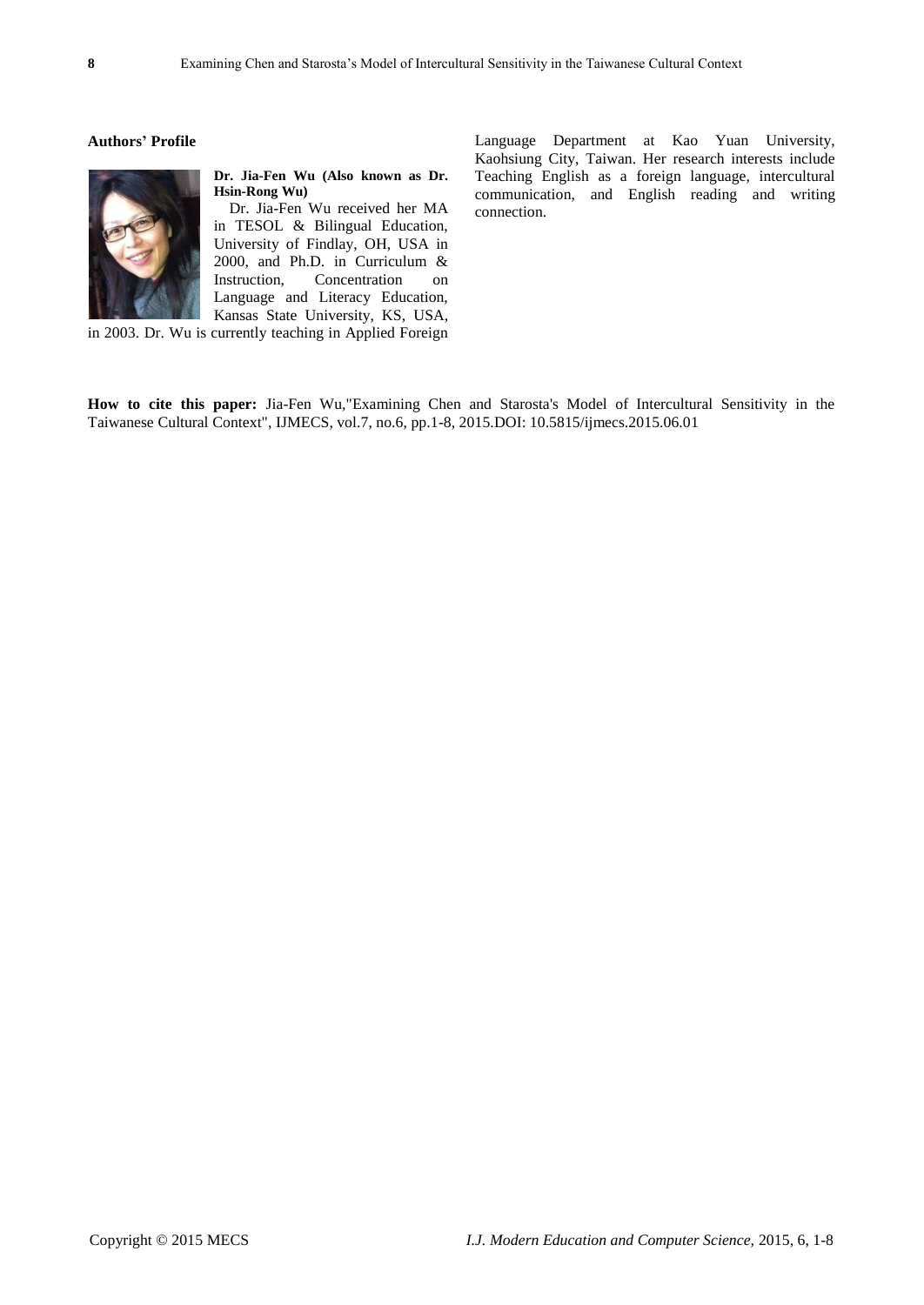**Authors' Profile**

**Dr. Jia-Fen Wu (Also known as Dr. Hsin-Rong Wu)**

Dr. Jia-Fen Wu received her MA in TESOL & Bilingual Education, University of Findlay, OH, USA in 2000, and Ph.D. in Curriculum & Instruction, Concentration on Language and Literacy Education, Kansas State University, KS, USA, in 2003. Dr. Wu is currently teaching in Applied Foreign Language Department at Kao Yuan University, Kaohsiung City, Taiwan. Her research interests include Teaching English as a foreign language, intercultural communication, and English reading and writing connection.

**How to cite this paper:** Jia-Fen Wu,"Examining Chen and Starosta's Model of Intercultural Sensitivity in the Taiwanese Cultural Context", IJMECS, vol.7, no.6, pp.1-8, 2015.DOI: 10.5815/ijmecs.2015.06.01